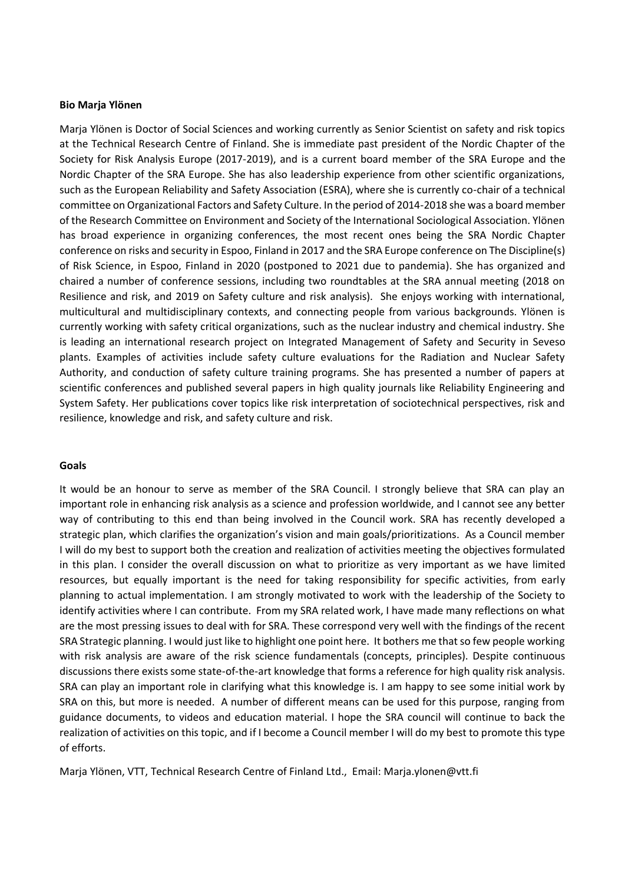**Bio Marja Ylönen**

Marja Ylönen is Doctor of Social Sciences and working currently as Senior Scientist on safety and risk topics at the Technical Research Centre of Finland. She is immediate past president of the Nordic Chapter of the Society for Risk Analysis Europe (2017-2019), and is a current board member of the SRA Europe and the Nordic Chapter of the SRA Europe. She has also leadership experience from other scientific organizations, such as the European Reliability and Safety Association (ESRA), where she is currently co-chair of a technical committee on Organizational Factors and Safety Culture. In the period of 2014-2018 she was a board member of the Research Committee on Environment and Society of the International Sociological Association. Ylönen has broad experience in organizing conferences, the most recent ones being the SRA Nordic Chapter conference on risks and security in Espoo, Finland in 2017 and the SRA Europe conference on The Discipline(s) of Risk Science, in Espoo, Finland in 2020 (postponed to 2021 due to pandemia). She has organized and chaired a number of conference sessions, including two roundtables at the SRA annual meeting (2018 on Resilience and risk, and 2019 on Safety culture and risk analysis). She enjoys working with international, multicultural and multidisciplinary contexts, and connecting people from various backgrounds. Ylönen is currently working with safety critical organizations, such as the nuclear industry and chemical industry. She is leading an international research project on Integrated Management of Safety and Security in Seveso plants. Examples of activities include safety culture evaluations for the Radiation and Nuclear Safety Authority, and conduction of safety culture training programs. She has presented a number of papers at scientific conferences and published several papers in high quality journals like Reliability Engineering and System Safety. Her publications cover topics like risk interpretation of sociotechnical perspectives, risk and resilience, knowledge and risk, and safety culture and risk.

**Goals**

It would be an honour to serve as member of the SRA Council. I strongly believe that SRA can play an important role in enhancing risk analysis as a science and profession worldwide, and I cannot see any better way of contributing to this end than being involved in the Council work. SRA has recently developed a strategic plan, which clarifies the organization's vision and main goals/prioritizations. As a Council member I will do my best to support both the creation and realization of activities meeting the objectives formulated in this plan. I consider the overall discussion on what to prioritize as very important as we have limited resources, but equally important is the need for taking responsibility for specific activities, from early planning to actual implementation. I am strongly motivated to work with the leadership of the Society to identify activities where I can contribute. From my SRA related work, I have made many reflections on what are the most pressing issues to deal with for SRA. These correspond very well with the findings of the recent SRA Strategic planning. I would just like to highlight one point here. It bothers me that so few people working with risk analysis are aware of the risk science fundamentals (concepts, principles). Despite continuous discussions there exists some state-of-the-art knowledge that forms a reference for high quality risk analysis. SRA can play an important role in clarifying what this knowledge is. I am happy to see some initial work by SRA on this, but more is needed. A number of different means can be used for this purpose, ranging from guidance documents, to videos and education material. I hope the SRA council will continue to back the realization of activities on this topic, and if I become a Council member I will do my best to promote this type of efforts.

Marja Ylönen, VTT, Technical Research Centre of Finland Ltd., Email: Marja.ylonen@vtt.fi